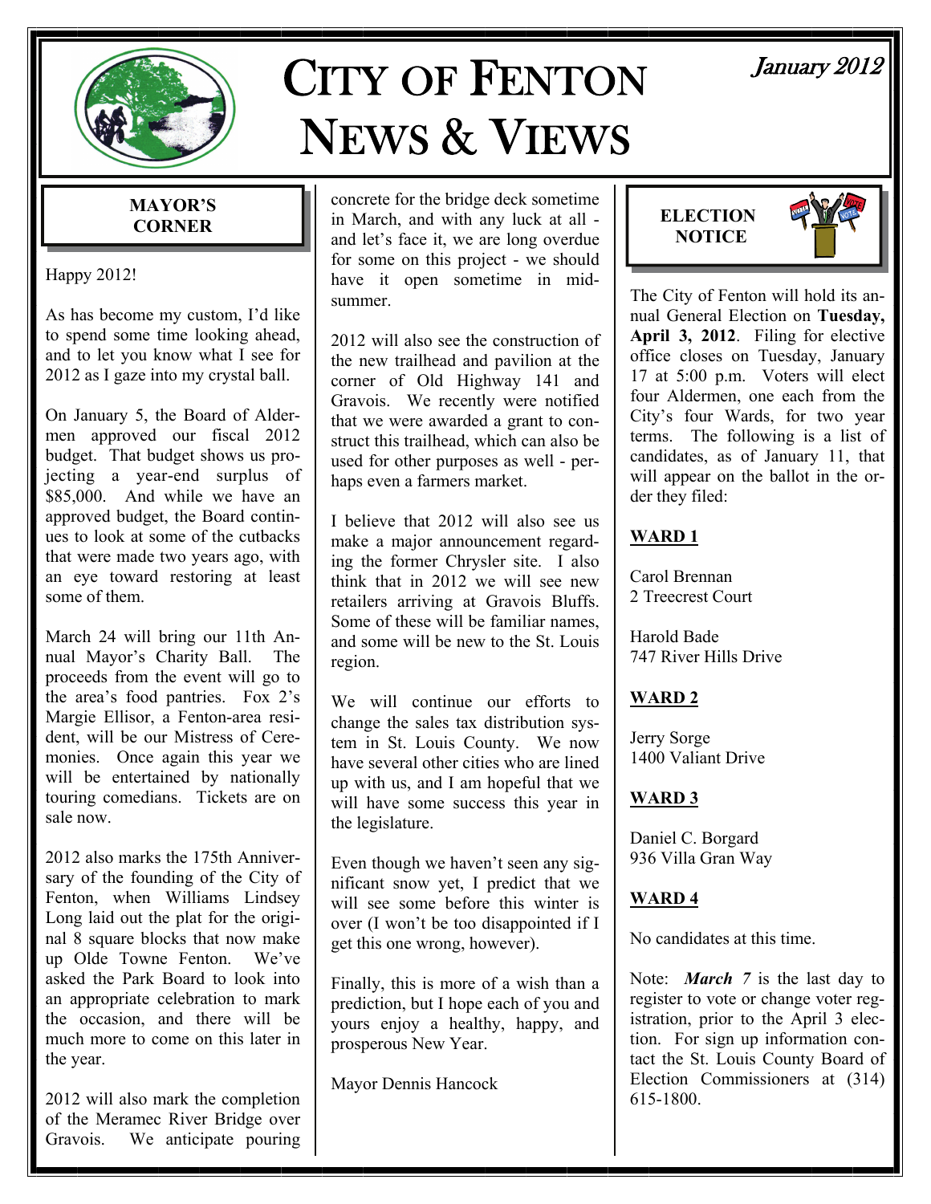# CITY OF FENTON NEWS & VIEWS

*January 2012*

## MAYOR'S CORNER

Happy 2012!

As has become my custom, I'd like to spend some time looking ahead, and to let you know what I see for 2012 as I gaze into my crystal ball.

On January 5, the Board of Aldermen approved our fiscal 2012 budget. That budget shows us projecting a year-end surplus of $85,000. And while we have an approved budget, the Board continues to look at some of the cutbacks that were made two years ago, with an eye toward restoring at least some of them.

March 24 will bring our 11th Annual Mayor's Charity Ball. The proceeds from the event will go to the area's food pantries. Fox 2's Margie Ellisor, a Fenton-area resident, will be our Mistress of Ceremonies. Once again this year we will be entertained by nationally touring comedians. Tickets are on sale now.

2012 also marks the 175th Anniversary of the founding of the City of Fenton, when Williams Lindsey Long laid out the plat for the original 8 square blocks that now make up Olde Towne Fenton. We've asked the Park Board to look into an appropriate celebration to mark the occasion, and there will be much more to come on this later in the year.

2012 will also mark the completion of the Meramec River Bridge over Gravois. We anticipate pouring concrete for the bridge deck sometime in March, and with any luck at all - and let's face it, we are long overdue for some on this project - we should have it open sometime in mid-summer.

2012 will also see the construction of the new trailhead and pavilion at the corner of Old Highway 141 and Gravois. We recently were notified that we were awarded a grant to construct this trailhead, which can also be used for other purposes as well - perhaps even a farmers market.

I believe that 2012 will also see us make a major announcement regarding the former Chrysler site. I also think that in 2012 we will see new retailers arriving at Gravois Bluffs. Some of these will be familiar names, and some will be new to the St. Louis region.

We will continue our efforts to change the sales tax distribution system in St. Louis County. We now have several other cities who are lined up with us, and I am hopeful that we will have some success this year in the legislature.

Even though we haven't seen any significant snow yet, I predict that we will see some before this winter is over (I won't be too disappointed if I get this one wrong, however).

Finally, this is more of a wish than a prediction, but I hope each of you and yours enjoy a healthy, happy, and prosperous New Year.

Mayor Dennis Hancock

## ELECTION NOTICE

The City of Fenton will hold its annual General Election on **Tuesday, April 3, 2012**. Filing for elective office closes on Tuesday, January 17 at 5:00 p.m. Voters will elect four Aldermen, one each from the City's four Wards, for two year terms. The following is a list of candidates, as of January 11, that will appear on the ballot in the order they filed:

**WARD 1**

Carol Brennan
2 Treecrest Court

Harold Bade
747 River Hills Drive

**WARD 2**

Jerry Sorge
1400 Valiant Drive

**WARD 3**

Daniel C. Borgard
936 Villa Gran Way

**WARD 4**

No candidates at this time.

Note: ***March 7*** is the last day to register to vote or change voter registration, prior to the April 3 election. For sign up information contact the St. Louis County Board of Election Commissioners at (314) 615-1800.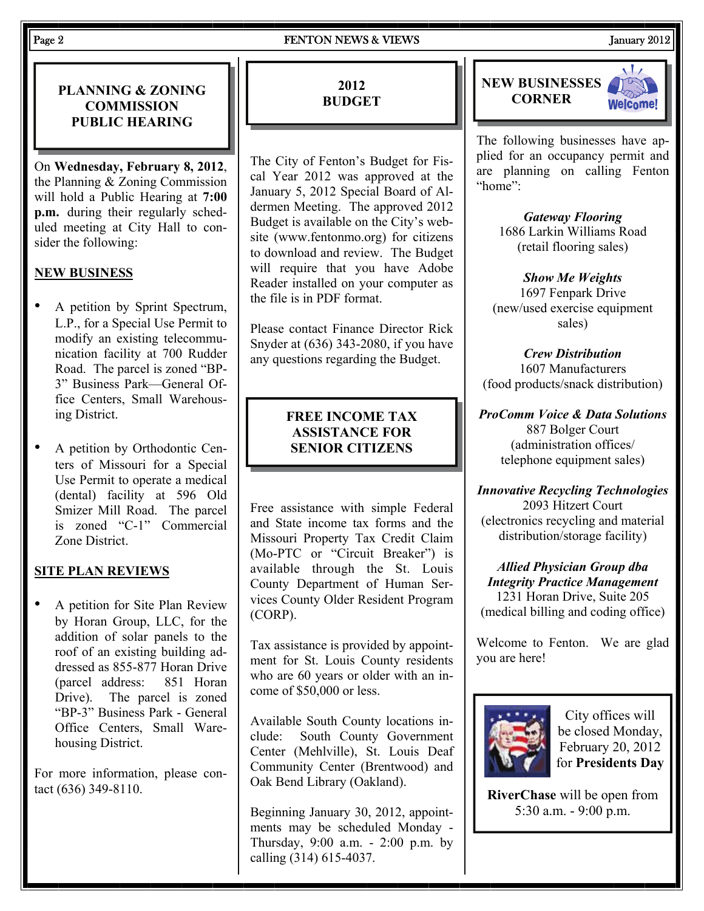## PLANNING & ZONING COMMISSION PUBLIC HEARING

On **Wednesday, February 8, 2012**, the Planning & Zoning Commission will hold a Public Hearing at **7:00 p.m.** during their regularly scheduled meeting at City Hall to consider the following:

**NEW BUSINESS**

- A petition by Sprint Spectrum, L.P., for a Special Use Permit to modify an existing telecommunication facility at 700 Rudder Road. The parcel is zoned "BP-3" Business Park—General Office Centers, Small Warehousing District.
- A petition by Orthodontic Centers of Missouri for a Special Use Permit to operate a medical (dental) facility at 596 Old Smizer Mill Road. The parcel is zoned "C-1" Commercial Zone District.

**SITE PLAN REVIEWS**

- A petition for Site Plan Review by Horan Group, LLC, for the addition of solar panels to the roof of an existing building addressed as 855-877 Horan Drive (parcel address: 851 Horan Drive). The parcel is zoned "BP-3" Business Park - General Office Centers, Small Warehousing District.

For more information, please contact (636) 349-8110.

## 2012 BUDGET

The City of Fenton's Budget for Fiscal Year 2012 was approved at the January 5, 2012 Special Board of Aldermen Meeting. The approved 2012 Budget is available on the City's website (www.fentonmo.org) for citizens to download and review. The Budget will require that you have Adobe Reader installed on your computer as the file is in PDF format.

Please contact Finance Director Rick Snyder at (636) 343-2080, if you have any questions regarding the Budget.

## FREE INCOME TAX ASSISTANCE FOR SENIOR CITIZENS

Free assistance with simple Federal and State income tax forms and the Missouri Property Tax Credit Claim (Mo-PTC or "Circuit Breaker") is available through the St. Louis County Department of Human Services County Older Resident Program (CORP).

Tax assistance is provided by appointment for St. Louis County residents who are 60 years or older with an income of $50,000 or less.

Available South County locations include: South County Government Center (Mehlville), St. Louis Deaf Community Center (Brentwood) and Oak Bend Library (Oakland).

Beginning January 30, 2012, appointments may be scheduled Monday - Thursday, 9:00 a.m. - 2:00 p.m. by calling (314) 615-4037.

## NEW BUSINESSES CORNER

The following businesses have applied for an occupancy permit and are planning on calling Fenton "home":

***Gateway Flooring***
1686 Larkin Williams Road
(retail flooring sales)

***Show Me Weights***
1697 Fenpark Drive
(new/used exercise equipment sales)

***Crew Distribution***
1607 Manufacturers
(food products/snack distribution)

***ProComm Voice & Data Solutions***
887 Bolger Court
(administration offices/ telephone equipment sales)

***Innovative Recycling Technologies***
2093 Hitzert Court
(electronics recycling and material distribution/storage facility)

***Allied Physician Group dba Integrity Practice Management***
1231 Horan Drive, Suite 205
(medical billing and coding office)

Welcome to Fenton. We are glad you are here!

City offices will be closed Monday, February 20, 2012 for **Presidents Day**

**RiverChase** will be open from 5:30 a.m. - 9:00 p.m.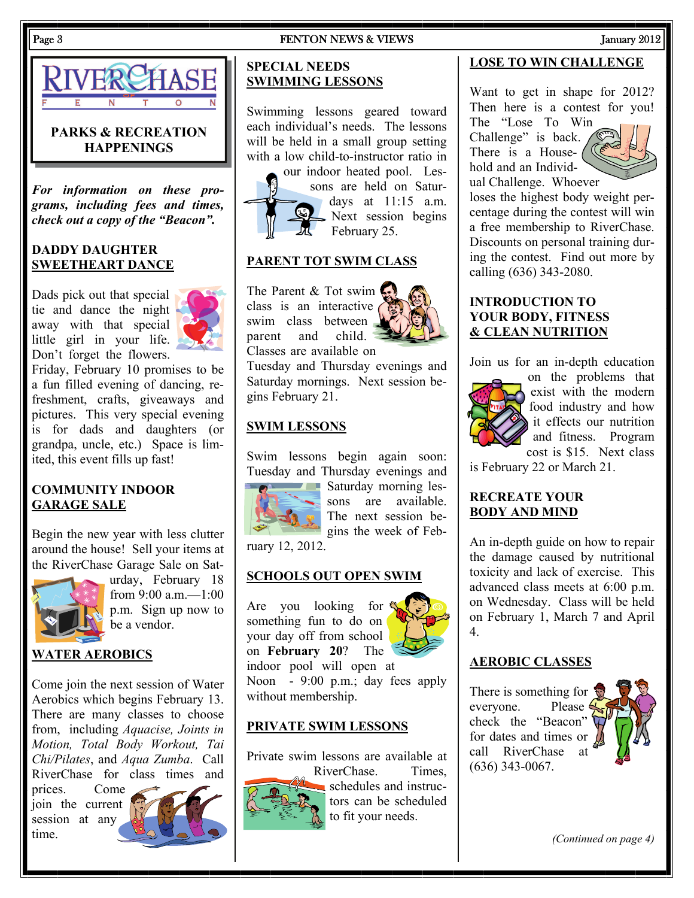# RIVERCHASE OF FENTON

## PARKS & RECREATION HAPPENINGS

***For information on these programs, including fees and times, check out a copy of the "Beacon".***

### DADDY DAUGHTER SWEETHEART DANCE

Dads pick out that special tie and dance the night away with that special little girl in your life. Don't forget the flowers. Friday, February 10 promises to be a fun filled evening of dancing, refreshment, crafts, giveaways and pictures. This very special evening is for dads and daughters (or grandpa, uncle, etc.) Space is limited, this event fills up fast!

### COMMUNITY INDOOR GARAGE SALE

Begin the new year with less clutter around the house! Sell your items at the RiverChase Garage Sale on Saturday, February 18 from 9:00 a.m.—1:00 p.m. Sign up now to be a vendor.

### WATER AEROBICS

Come join the next session of Water Aerobics which begins February 13. There are many classes to choose from, including *Aquacise, Joints in Motion, Total Body Workout, Tai Chi/Pilates*, and *Aqua Zumba*. Call RiverChase for class times and prices. Come join the current session at any time.

### SPECIAL NEEDS SWIMMING LESSONS

Swimming lessons geared toward each individual's needs. The lessons will be held in a small group setting with a low child-to-instructor ratio in our indoor heated pool. Lessons are held on Saturdays at 11:15 a.m. Next session begins February 25.

### PARENT TOT SWIM CLASS

The Parent & Tot swim class is an interactive swim class between parent and child. Classes are available on Tuesday and Thursday evenings and Saturday mornings. Next session begins February 21.

### SWIM LESSONS

Swim lessons begin again soon: Tuesday and Thursday evenings and Saturday morning lessons are available. The next session begins the week of February 12, 2012.

### SCHOOLS OUT OPEN SWIM

Are you looking for something fun to do on your day off from school on **February 20**? The indoor pool will open at Noon - 9:00 p.m.; day fees apply without membership.

### PRIVATE SWIM LESSONS

Private swim lessons are available at RiverChase. Times, schedules and instructors can be scheduled to fit your needs.

### LOSE TO WIN CHALLENGE

Want to get in shape for 2012? Then here is a contest for you! The "Lose To Win Challenge" is back. There is a Household and an Individual Challenge. Whoever loses the highest body weight percentage during the contest will win a free membership to RiverChase. Discounts on personal training during the contest. Find out more by calling (636) 343-2080.

### INTRODUCTION TO YOUR BODY, FITNESS & CLEAN NUTRITION

Join us for an in-depth education on the problems that exist with the modern food industry and how it effects our nutrition and fitness. Program cost is $15. Next class is February 22 or March 21.

### RECREATE YOUR BODY AND MIND

An in-depth guide on how to repair the damage caused by nutritional toxicity and lack of exercise. This advanced class meets at 6:00 p.m. on Wednesday. Class will be held on February 1, March 7 and April 4.

### AEROBIC CLASSES

There is something for everyone. Please check the "Beacon" for dates and times or call RiverChase at (636) 343-0067.

*(Continued on page 4)*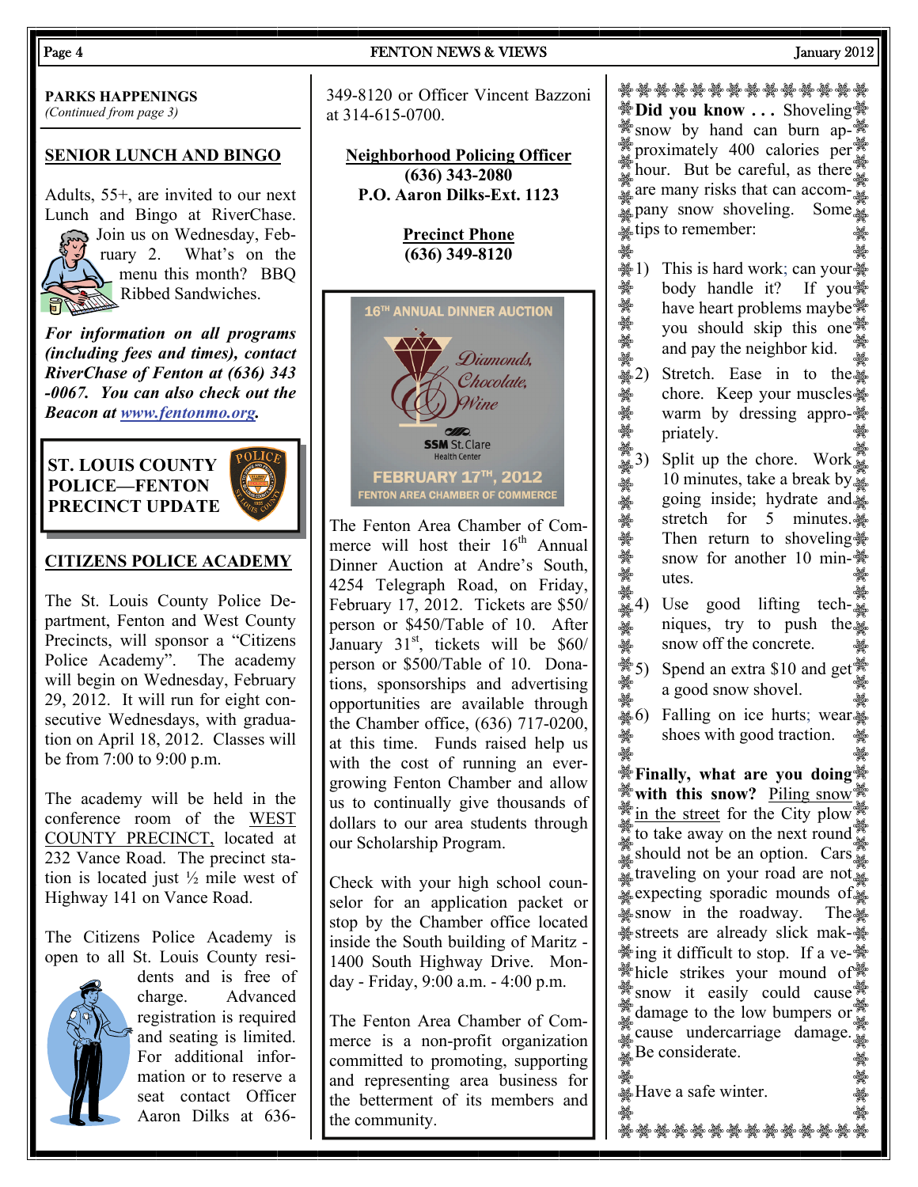**PARKS HAPPENINGS**
*(Continued from page 3)*

## SENIOR LUNCH AND BINGO

Adults, 55+, are invited to our next Lunch and Bingo at RiverChase. Join us on Wednesday, February 2. What's on the menu this month? BBQ Ribbed Sandwiches.

***For information on all programs (including fees and times), contact RiverChase of Fenton at (636) 343-0067. You can also check out the Beacon at [www.fentonmo.org](http://www.fentonmo.org).***

## ST. LOUIS COUNTY POLICE—FENTON PRECINCT UPDATE

### CITIZENS POLICE ACADEMY

The St. Louis County Police Department, Fenton and West County Precincts, will sponsor a "Citizens Police Academy". The academy will begin on Wednesday, February 29, 2012. It will run for eight consecutive Wednesdays, with graduation on April 18, 2012. Classes will be from 7:00 to 9:00 p.m.

The academy will be held in the conference room of the WEST COUNTY PRECINCT, located at 232 Vance Road. The precinct station is located just ½ mile west of Highway 141 on Vance Road.

The Citizens Police Academy is open to all St. Louis County residents and is free of charge. Advanced registration is required and seating is limited. For additional information or to reserve a seat contact Officer Aaron Dilks at 636-349-8120 or Officer Vincent Bazzoni at 314-615-0700.

**Neighborhood Policing Officer**
**(636) 343-2080**
**P.O. Aaron Dilks-Ext. 1123**

**Precinct Phone**
**(636) 349-8120**

**16TH ANNUAL DINNER AUCTION**
Diamonds, Chocolate, Wine
SSM St. Clare Health Center
**FEBRUARY 17TH, 2012**
FENTON AREA CHAMBER OF COMMERCE

The Fenton Area Chamber of Commerce will host their 16th Annual Dinner Auction at Andre's South, 4254 Telegraph Road, on Friday, February 17, 2012. Tickets are $50/person or $450/Table of 10. After January 31st, tickets will be $60/person or $500/Table of 10. Donations, sponsorships and advertising opportunities are available through the Chamber office, (636) 717-0200, at this time. Funds raised help us with the cost of running an ever-growing Fenton Chamber and allow us to continually give thousands of dollars to our area students through our Scholarship Program.

Check with your high school counselor for an application packet or stop by the Chamber office located inside the South building of Maritz - 1400 South Highway Drive. Monday - Friday, 9:00 a.m. - 4:00 p.m.

The Fenton Area Chamber of Commerce is a non-profit organization committed to promoting, supporting and representing area business for the betterment of its members and the community.

**Did you know . . .** Shoveling snow by hand can burn approximately 400 calories per hour. But be careful, as there are many risks that can accompany snow shoveling. Some tips to remember:

1) This is hard work; can your body handle it? If you have heart problems maybe you should skip this one and pay the neighbor kid.
2) Stretch. Ease in to the chore. Keep your muscles warm by dressing appropriately.
3) Split up the chore. Work 10 minutes, take a break by going inside; hydrate and stretch for 5 minutes. Then return to shoveling snow for another 10 minutes.
4) Use good lifting techniques, try to push the snow off the concrete.
5) Spend an extra $10 and get a good snow shovel.
6) Falling on ice hurts; wear shoes with good traction.

**Finally, what are you doing with this snow?** Piling snow in the street for the City plow to take away on the next round should not be an option. Cars traveling on your road are not expecting sporadic mounds of snow in the roadway. The streets are already slick making it difficult to stop. If a vehicle strikes your mound of snow it easily could cause damage to the low bumpers or cause undercarriage damage. Be considerate.

Have a safe winter.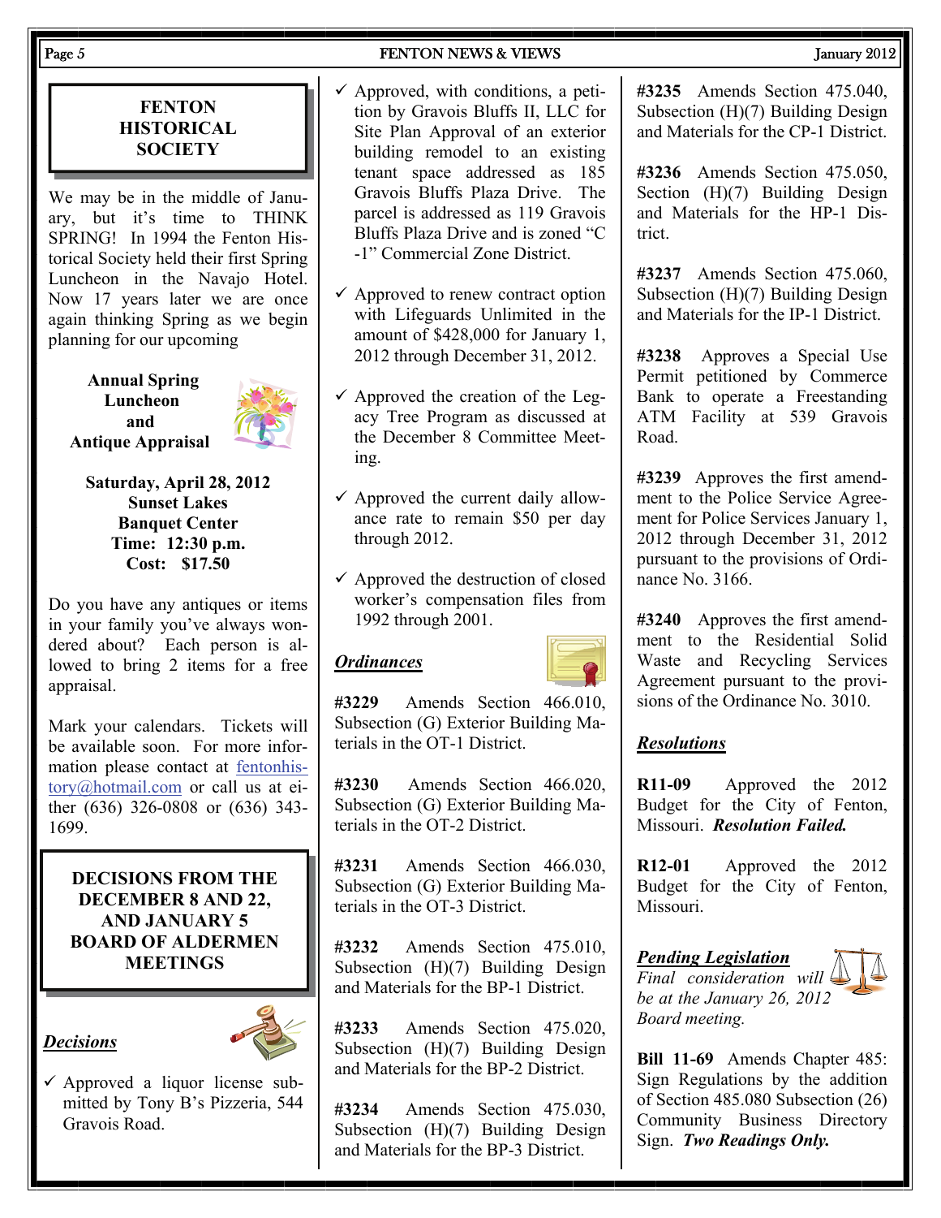## FENTON HISTORICAL SOCIETY

We may be in the middle of January, but it's time to THINK SPRING! In 1994 the Fenton Historical Society held their first Spring Luncheon in the Navajo Hotel. Now 17 years later we are once again thinking Spring as we begin planning for our upcoming

**Annual Spring Luncheon and Antique Appraisal**

**Saturday, April 28, 2012**
**Sunset Lakes Banquet Center**
**Time: 12:30 p.m.**
**Cost: $17.50**

Do you have any antiques or items in your family you've always wondered about? Each person is allowed to bring 2 items for a free appraisal.

Mark your calendars. Tickets will be available soon. For more information please contact at fentonhistory@hotmail.com or call us at either (636) 326-0808 or (636) 343-1699.

## DECISIONS FROM THE DECEMBER 8 AND 22, AND JANUARY 5 BOARD OF ALDERMEN MEETINGS

### *Decisions*

- ✓ Approved a liquor license submitted by Tony B's Pizzeria, 544 Gravois Road.
- ✓ Approved, with conditions, a petition by Gravois Bluffs II, LLC for Site Plan Approval of an exterior building remodel to an existing tenant space addressed as 185 Gravois Bluffs Plaza Drive. The parcel is addressed as 119 Gravois Bluffs Plaza Drive and is zoned "C-1" Commercial Zone District.
- ✓ Approved to renew contract option with Lifeguards Unlimited in the amount of $428,000 for January 1, 2012 through December 31, 2012.
- ✓ Approved the creation of the Legacy Tree Program as discussed at the December 8 Committee Meeting.
- ✓ Approved the current daily allowance rate to remain $50 per day through 2012.
- ✓ Approved the destruction of closed worker's compensation files from 1992 through 2001.

### *Ordinances*

**#3229** Amends Section 466.010, Subsection (G) Exterior Building Materials in the OT-1 District.

**#3230** Amends Section 466.020, Subsection (G) Exterior Building Materials in the OT-2 District.

**#3231** Amends Section 466.030, Subsection (G) Exterior Building Materials in the OT-3 District.

**#3232** Amends Section 475.010, Subsection (H)(7) Building Design and Materials for the BP-1 District.

**#3233** Amends Section 475.020, Subsection (H)(7) Building Design and Materials for the BP-2 District.

**#3234** Amends Section 475.030, Subsection (H)(7) Building Design and Materials for the BP-3 District.

**#3235** Amends Section 475.040, Subsection (H)(7) Building Design and Materials for the CP-1 District.

**#3236** Amends Section 475.050, Section (H)(7) Building Design and Materials for the HP-1 District.

**#3237** Amends Section 475.060, Subsection (H)(7) Building Design and Materials for the IP-1 District.

**#3238** Approves a Special Use Permit petitioned by Commerce Bank to operate a Freestanding ATM Facility at 539 Gravois Road.

**#3239** Approves the first amendment to the Police Service Agreement for Police Services January 1, 2012 through December 31, 2012 pursuant to the provisions of Ordinance No. 3166.

**#3240** Approves the first amendment to the Residential Solid Waste and Recycling Services Agreement pursuant to the provisions of the Ordinance No. 3010.

### *Resolutions*

**R11-09** Approved the 2012 Budget for the City of Fenton, Missouri. ***Resolution Failed.***

**R12-01** Approved the 2012 Budget for the City of Fenton, Missouri.

### *Pending Legislation*

*Final consideration will be at the January 26, 2012 Board meeting.*

**Bill 11-69** Amends Chapter 485: Sign Regulations by the addition of Section 485.080 Subsection (26) Community Business Directory Sign. ***Two Readings Only.***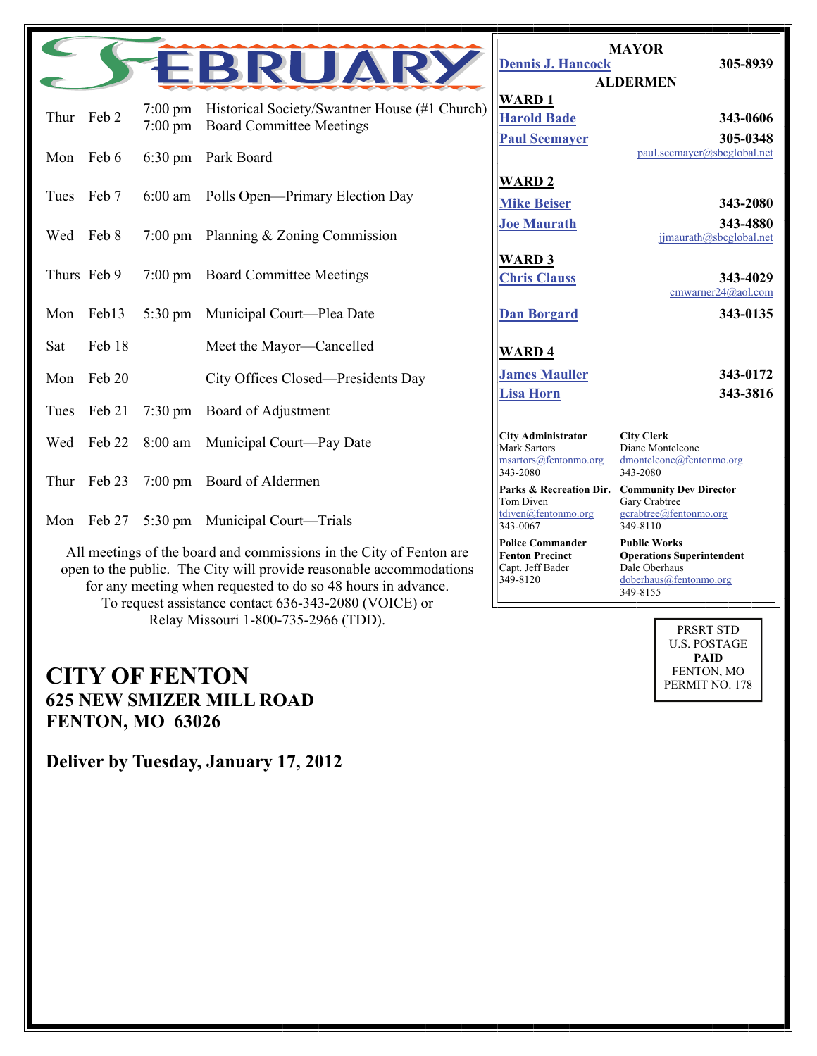# FEBRUARY

| | | | |
|---|---|---|---|
| Thur | Feb 2 | 7:00 pm<br>7:00 pm | Historical Society/Swantner House (#1 Church)<br>Board Committee Meetings |
| Mon | Feb 6 | 6:30 pm | Park Board |
| Tues | Feb 7 | 6:00 am | Polls Open—Primary Election Day |
| Wed | Feb 8 | 7:00 pm | Planning & Zoning Commission |
| Thurs | Feb 9 | 7:00 pm | Board Committee Meetings |
| Mon | Feb13 | 5:30 pm | Municipal Court—Plea Date |
| Sat | Feb 18 | | Meet the Mayor—Cancelled |
| Mon | Feb 20 | | City Offices Closed—Presidents Day |
| Tues | Feb 21 | 7:30 pm | Board of Adjustment |
| Wed | Feb 22 | 8:00 am | Municipal Court—Pay Date |
| Thur | Feb 23 | 7:00 pm | Board of Aldermen |
| Mon | Feb 27 | 5:30 pm | Municipal Court—Trials |

All meetings of the board and commissions in the City of Fenton are open to the public. The City will provide reasonable accommodations for any meeting when requested to do so 48 hours in advance. To request assistance contact 636-343-2080 (VOICE) or Relay Missouri 1-800-735-2966 (TDD).

**MAYOR**

**Dennis J. Hancock** **305-8939**

**ALDERMEN**

**WARD 1**

**Harold Bade** **343-0606**

**Paul Seemayer** **305-0348**
paul.seemayer@sbcglobal.net

**WARD 2**

**Mike Beiser** **343-2080**

**Joe Maurath** **343-4880**
jjmaurath@sbcglobal.net

**WARD 3**

**Chris Clauss** **343-4029**
cmwarner24@aol.com

**Dan Borgard** **343-0135**

**WARD 4**

**James Mauller** **343-0172**

**Lisa Horn** **343-3816**

**City Administrator**
Mark Sartors
msartors@fentonmo.org
343-2080

**City Clerk**
Diane Monteleone
dmonteleone@fentonmo.org
343-2080

**Parks & Recreation Dir.**
Tom Diven
tdiven@fentonmo.org
343-0067

**Community Dev Director**
Gary Crabtree
gcrabtree@fentonmo.org
349-8110

**Police Commander**
**Fenton Precinct**
Capt. Jeff Bader
349-8120

**Public Works**
**Operations Superintendent**
Dale Oberhaus
doberhaus@fentonmo.org
349-8155

PRSRT STD
U.S. POSTAGE
**PAID**
FENTON, MO
PERMIT NO. 178

## CITY OF FENTON
**625 NEW SMIZER MILL ROAD**
**FENTON, MO 63026**

**Deliver by Tuesday, January 17, 2012**